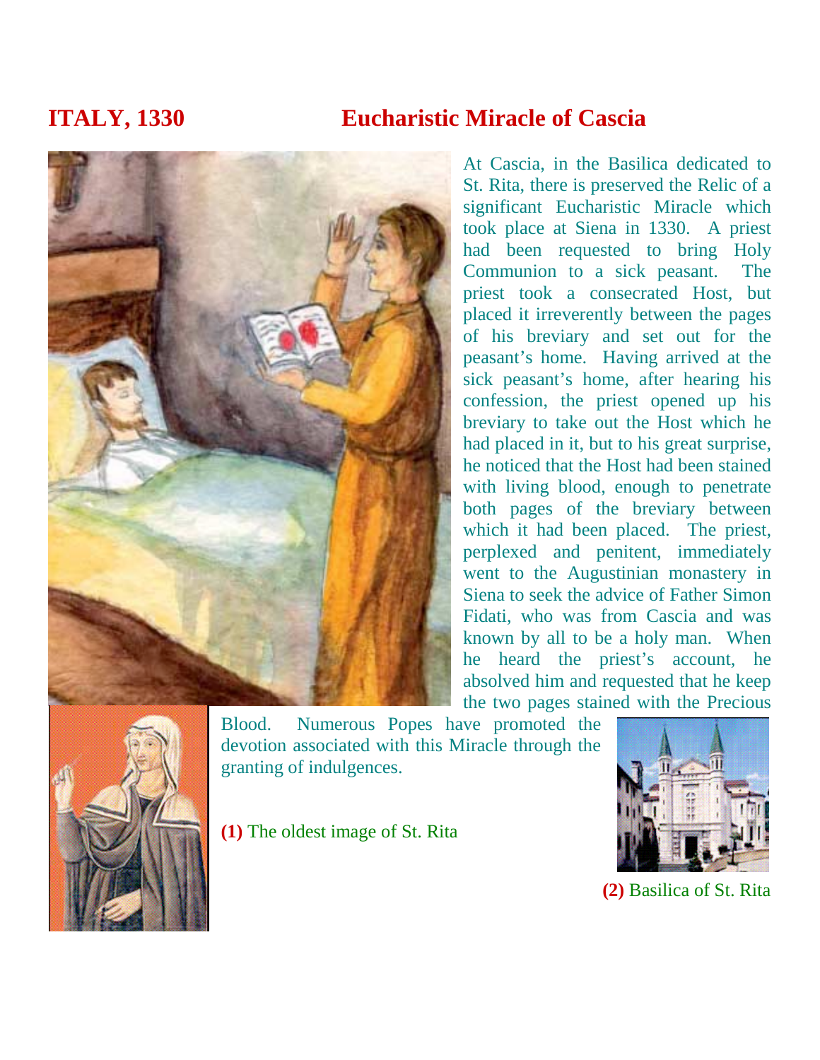# ITALY, 1330 — Eucharistic Miracle of Cascia

At Cascia, in the Basilica dedicated to St. Rita, there is preserved the Relic of a significant Eucharistic Miracle which took place at Siena in 1330. A priest had been requested to bring Holy Communion to a sick peasant. The priest took a consecrated Host, but placed it irreverently between the pages of his breviary and set out for the peasant's home. Having arrived at the sick peasant's home, after hearing his confession, the priest opened up his breviary to take out the Host which he had placed in it, but to his great surprise, he noticed that the Host had been stained with living blood, enough to penetrate both pages of the breviary between which it had been placed. The priest, perplexed and penitent, immediately went to the Augustinian monastery in Siena to seek the advice of Father Simon Fidati, who was from Cascia and was known by all to be a holy man. When he heard the priest's account, he absolved him and requested that he keep the two pages stained with the Precious Blood. Numerous Popes have promoted the devotion associated with this Miracle through the granting of indulgences.

**(1)** The oldest image of St. Rita

**(2)** Basilica of St. Rita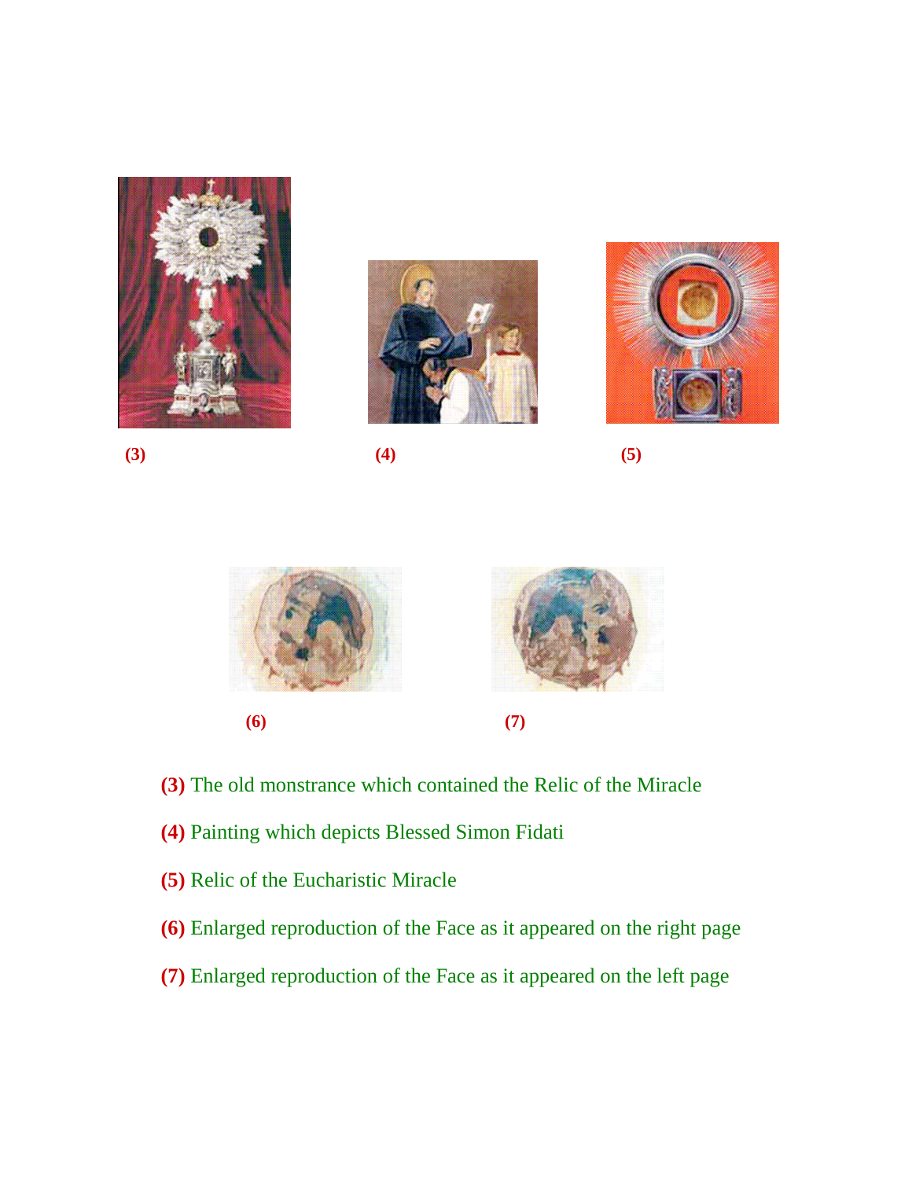(3)

(4)

(5)

(6)

(7)

**(3)** The old monstrance which contained the Relic of the Miracle

**(4)** Painting which depicts Blessed Simon Fidati

**(5)** Relic of the Eucharistic Miracle

**(6)** Enlarged reproduction of the Face as it appeared on the right page

**(7)** Enlarged reproduction of the Face as it appeared on the left page